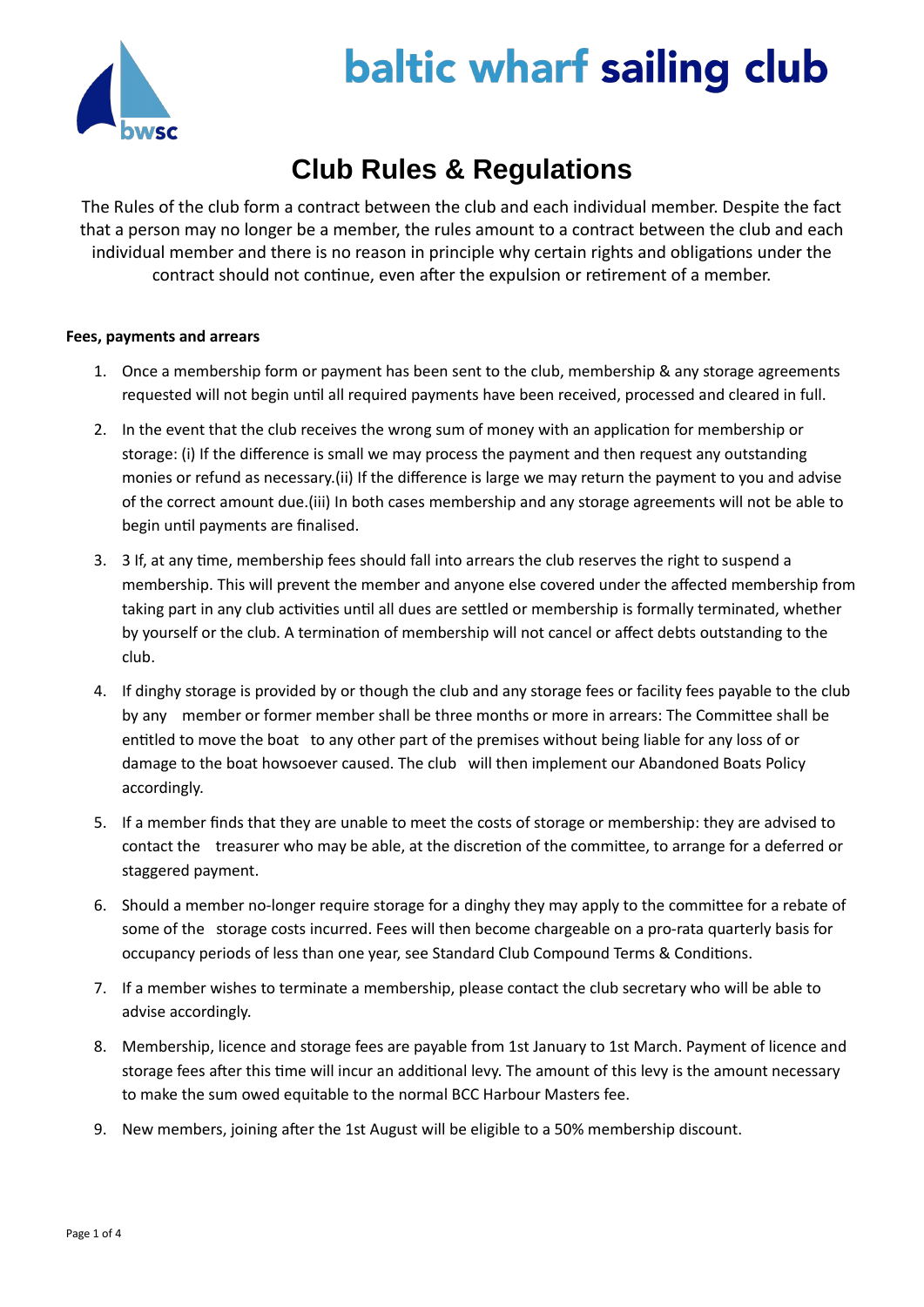# baltic wharf sailing club

## Club Rules & Regulations

The Rules of the club form a contract between the club and each individual member. Despite the fact that a person may no longer be a member, the rules amount to a contract between the club and each individual member and there is no reason in principle why certain rights and obligations under the contract should not continue, even after the expulsion or retirement of a member.

**Fees, payments and arrears**

1. Once a membership form or payment has been sent to the club, membership & any storage agreements requested will not begin until all required payments have been received, processed and cleared in full.
2. In the event that the club receives the wrong sum of money with an application for membership or storage: (i) If the difference is small we may process the payment and then request any outstanding monies or refund as necessary.(ii) If the difference is large we may return the payment to you and advise of the correct amount due.(iii) In both cases membership and any storage agreements will not be able to begin until payments are finalised.
3. 3 If, at any time, membership fees should fall into arrears the club reserves the right to suspend a membership. This will prevent the member and anyone else covered under the affected membership from taking part in any club activities until all dues are settled or membership is formally terminated, whether by yourself or the club. A termination of membership will not cancel or affect debts outstanding to the club.
4. If dinghy storage is provided by or though the club and any storage fees or facility fees payable to the club by any member or former member shall be three months or more in arrears: The Committee shall be entitled to move the boat to any other part of the premises without being liable for any loss of or damage to the boat howsoever caused. The club will then implement our Abandoned Boats Policy accordingly.
5. If a member finds that they are unable to meet the costs of storage or membership: they are advised to contact the treasurer who may be able, at the discretion of the committee, to arrange for a deferred or staggered payment.
6. Should a member no-longer require storage for a dinghy they may apply to the committee for a rebate of some of the storage costs incurred. Fees will then become chargeable on a pro-rata quarterly basis for occupancy periods of less than one year, see Standard Club Compound Terms & Conditions.
7. If a member wishes to terminate a membership, please contact the club secretary who will be able to advise accordingly.
8. Membership, licence and storage fees are payable from 1st January to 1st March. Payment of licence and storage fees after this time will incur an additional levy. The amount of this levy is the amount necessary to make the sum owed equitable to the normal BCC Harbour Masters fee.
9. New members, joining after the 1st August will be eligible to a 50% membership discount.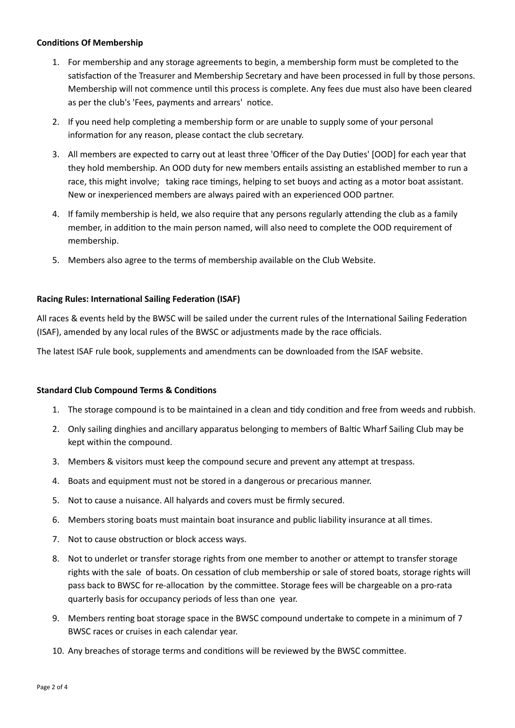**Conditions Of Membership**

1. For membership and any storage agreements to begin, a membership form must be completed to the satisfaction of the Treasurer and Membership Secretary and have been processed in full by those persons. Membership will not commence until this process is complete. Any fees due must also have been cleared as per the club's 'Fees, payments and arrears' notice.
2. If you need help completing a membership form or are unable to supply some of your personal information for any reason, please contact the club secretary.
3. All members are expected to carry out at least three 'Officer of the Day Duties' [OOD] for each year that they hold membership. An OOD duty for new members entails assisting an established member to run a race, this might involve; taking race timings, helping to set buoys and acting as a motor boat assistant. New or inexperienced members are always paired with an experienced OOD partner.
4. If family membership is held, we also require that any persons regularly attending the club as a family member, in addition to the main person named, will also need to complete the OOD requirement of membership.
5. Members also agree to the terms of membership available on the Club Website.

**Racing Rules: International Sailing Federation (ISAF)**

All races & events held by the BWSC will be sailed under the current rules of the International Sailing Federation (ISAF), amended by any local rules of the BWSC or adjustments made by the race officials.

The latest ISAF rule book, supplements and amendments can be downloaded from the ISAF website.

**Standard Club Compound Terms & Conditions**

1. The storage compound is to be maintained in a clean and tidy condition and free from weeds and rubbish.
2. Only sailing dinghies and ancillary apparatus belonging to members of Baltic Wharf Sailing Club may be kept within the compound.
3. Members & visitors must keep the compound secure and prevent any attempt at trespass.
4. Boats and equipment must not be stored in a dangerous or precarious manner.
5. Not to cause a nuisance. All halyards and covers must be firmly secured.
6. Members storing boats must maintain boat insurance and public liability insurance at all times.
7. Not to cause obstruction or block access ways.
8. Not to underlet or transfer storage rights from one member to another or attempt to transfer storage rights with the sale of boats. On cessation of club membership or sale of stored boats, storage rights will pass back to BWSC for re-allocation by the committee. Storage fees will be chargeable on a pro-rata quarterly basis for occupancy periods of less than one year.
9. Members renting boat storage space in the BWSC compound undertake to compete in a minimum of 7 BWSC races or cruises in each calendar year.
10. Any breaches of storage terms and conditions will be reviewed by the BWSC committee.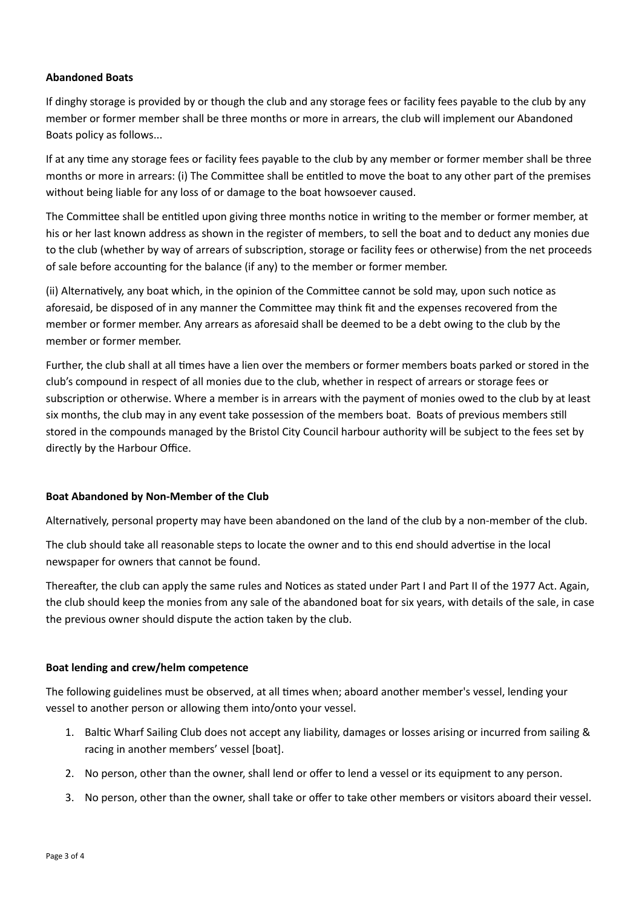**Abandoned Boats**

If dinghy storage is provided by or though the club and any storage fees or facility fees payable to the club by any member or former member shall be three months or more in arrears, the club will implement our Abandoned Boats policy as follows...

If at any time any storage fees or facility fees payable to the club by any member or former member shall be three months or more in arrears: (i) The Committee shall be entitled to move the boat to any other part of the premises without being liable for any loss of or damage to the boat howsoever caused.

The Committee shall be entitled upon giving three months notice in writing to the member or former member, at his or her last known address as shown in the register of members, to sell the boat and to deduct any monies due to the club (whether by way of arrears of subscription, storage or facility fees or otherwise) from the net proceeds of sale before accounting for the balance (if any) to the member or former member.

(ii) Alternatively, any boat which, in the opinion of the Committee cannot be sold may, upon such notice as aforesaid, be disposed of in any manner the Committee may think fit and the expenses recovered from the member or former member. Any arrears as aforesaid shall be deemed to be a debt owing to the club by the member or former member.

Further, the club shall at all times have a lien over the members or former members boats parked or stored in the club's compound in respect of all monies due to the club, whether in respect of arrears or storage fees or subscription or otherwise. Where a member is in arrears with the payment of monies owed to the club by at least six months, the club may in any event take possession of the members boat. Boats of previous members still stored in the compounds managed by the Bristol City Council harbour authority will be subject to the fees set by directly by the Harbour Office.

**Boat Abandoned by Non-Member of the Club**

Alternatively, personal property may have been abandoned on the land of the club by a non-member of the club.

The club should take all reasonable steps to locate the owner and to this end should advertise in the local newspaper for owners that cannot be found.

Thereafter, the club can apply the same rules and Notices as stated under Part I and Part II of the 1977 Act. Again, the club should keep the monies from any sale of the abandoned boat for six years, with details of the sale, in case the previous owner should dispute the action taken by the club.

**Boat lending and crew/helm competence**

The following guidelines must be observed, at all times when; aboard another member's vessel, lending your vessel to another person or allowing them into/onto your vessel.

1. Baltic Wharf Sailing Club does not accept any liability, damages or losses arising or incurred from sailing & racing in another members' vessel [boat].
2. No person, other than the owner, shall lend or offer to lend a vessel or its equipment to any person.
3. No person, other than the owner, shall take or offer to take other members or visitors aboard their vessel.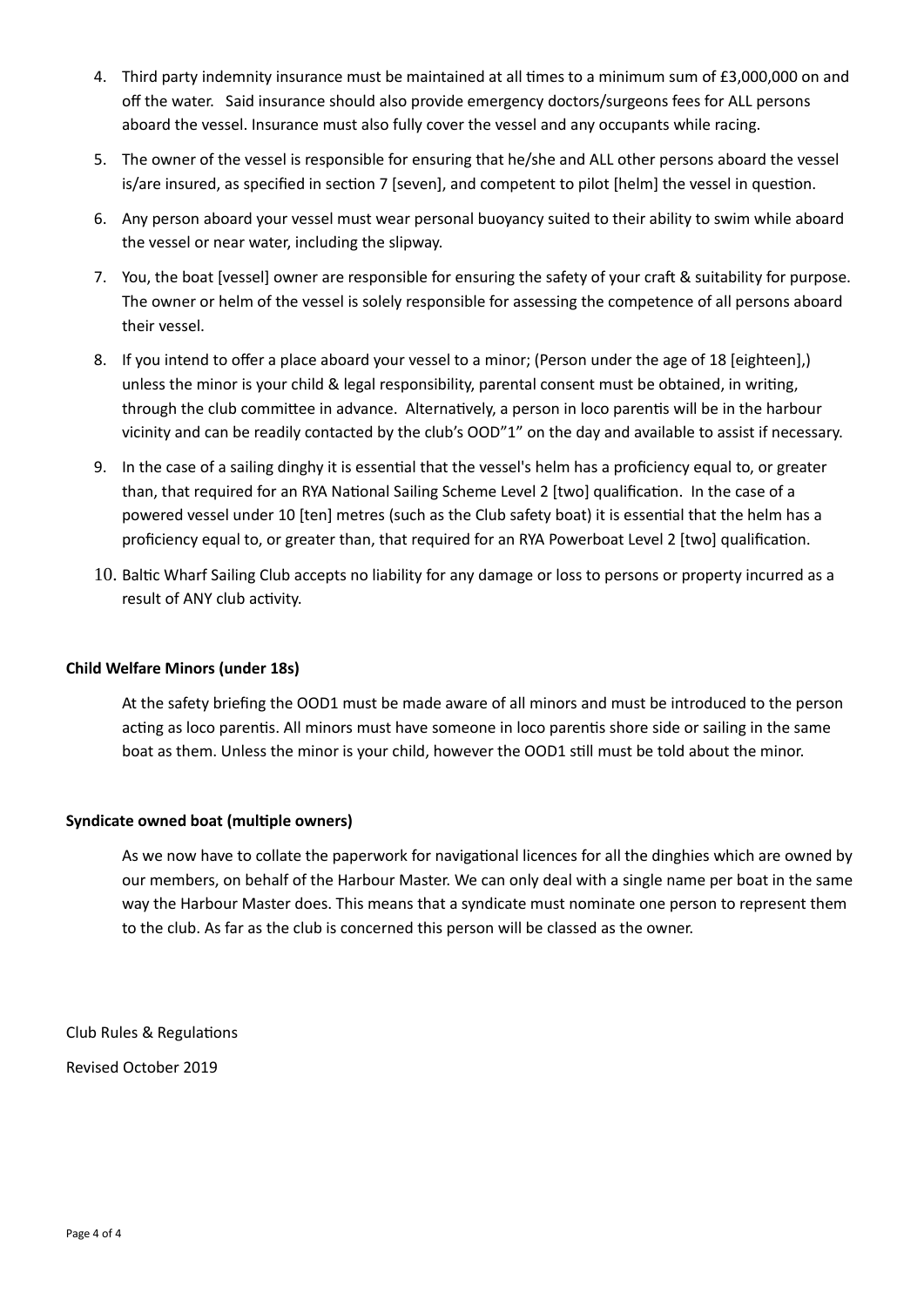4. Third party indemnity insurance must be maintained at all times to a minimum sum of £3,000,000 on and off the water. Said insurance should also provide emergency doctors/surgeons fees for ALL persons aboard the vessel. Insurance must also fully cover the vessel and any occupants while racing.
5. The owner of the vessel is responsible for ensuring that he/she and ALL other persons aboard the vessel is/are insured, as specified in section 7 [seven], and competent to pilot [helm] the vessel in question.
6. Any person aboard your vessel must wear personal buoyancy suited to their ability to swim while aboard the vessel or near water, including the slipway.
7. You, the boat [vessel] owner are responsible for ensuring the safety of your craft & suitability for purpose. The owner or helm of the vessel is solely responsible for assessing the competence of all persons aboard their vessel.
8. If you intend to offer a place aboard your vessel to a minor; (Person under the age of 18 [eighteen],) unless the minor is your child & legal responsibility, parental consent must be obtained, in writing, through the club committee in advance. Alternatively, a person in loco parentis will be in the harbour vicinity and can be readily contacted by the club's OOD"1" on the day and available to assist if necessary.
9. In the case of a sailing dinghy it is essential that the vessel's helm has a proficiency equal to, or greater than, that required for an RYA National Sailing Scheme Level 2 [two] qualification. In the case of a powered vessel under 10 [ten] metres (such as the Club safety boat) it is essential that the helm has a proficiency equal to, or greater than, that required for an RYA Powerboat Level 2 [two] qualification.
10. Baltic Wharf Sailing Club accepts no liability for any damage or loss to persons or property incurred as a result of ANY club activity.

**Child Welfare Minors (under 18s)**

At the safety briefing the OOD1 must be made aware of all minors and must be introduced to the person acting as loco parentis. All minors must have someone in loco parentis shore side or sailing in the same boat as them. Unless the minor is your child, however the OOD1 still must be told about the minor.

**Syndicate owned boat (multiple owners)**

As we now have to collate the paperwork for navigational licences for all the dinghies which are owned by our members, on behalf of the Harbour Master. We can only deal with a single name per boat in the same way the Harbour Master does. This means that a syndicate must nominate one person to represent them to the club. As far as the club is concerned this person will be classed as the owner.

Club Rules & Regulations

Revised October 2019